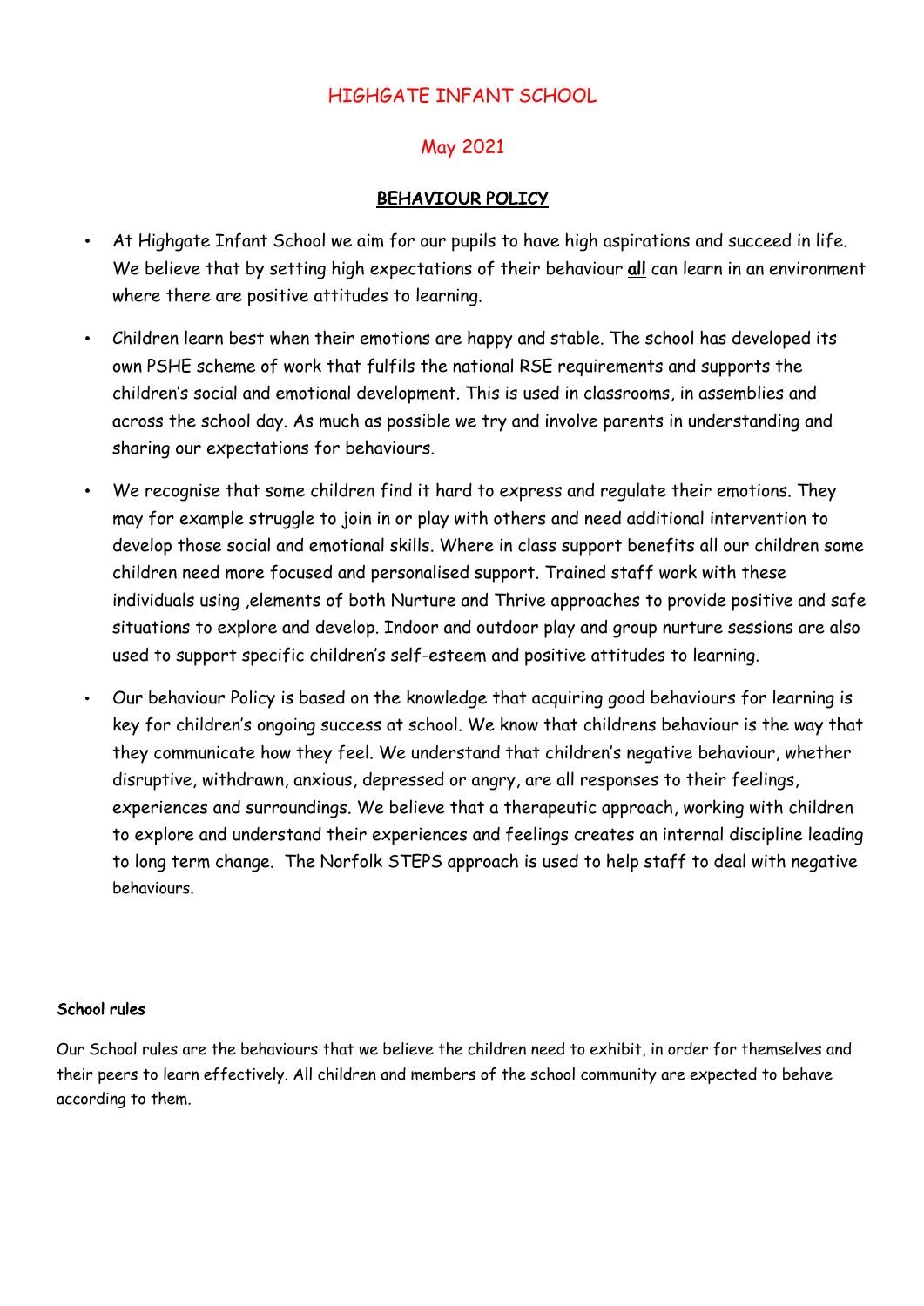# HIGHGATE INFANT SCHOOL

## May 2021

## BEHAVIOUR POLICY

- At Highgate Infant School we aim for our pupils to have high aspirations and succeed in life. We believe that by setting high expectations of their behaviour **all** can learn in an environment where there are positive attitudes to learning.
- Children learn best when their emotions are happy and stable. The school has developed its own PSHE scheme of work that fulfils the national RSE requirements and supports the children's social and emotional development. This is used in classrooms, in assemblies and across the school day. As much as possible we try and involve parents in understanding and sharing our expectations for behaviours.
- We recognise that some children find it hard to express and regulate their emotions. They may for example struggle to join in or play with others and need additional intervention to develop those social and emotional skills. Where in class support benefits all our children some children need more focused and personalised support. Trained staff work with these individuals using ,elements of both Nurture and Thrive approaches to provide positive and safe situations to explore and develop. Indoor and outdoor play and group nurture sessions are also used to support specific children's self-esteem and positive attitudes to learning.
- Our behaviour Policy is based on the knowledge that acquiring good behaviours for learning is key for children's ongoing success at school. We know that childrens behaviour is the way that they communicate how they feel. We understand that children's negative behaviour, whether disruptive, withdrawn, anxious, depressed or angry, are all responses to their feelings, experiences and surroundings. We believe that a therapeutic approach, working with children to explore and understand their experiences and feelings creates an internal discipline leading to long term change. The Norfolk STEPS approach is used to help staff to deal with negative behaviours.

**School rules**

Our School rules are the behaviours that we believe the children need to exhibit, in order for themselves and their peers to learn effectively. All children and members of the school community are expected to behave according to them.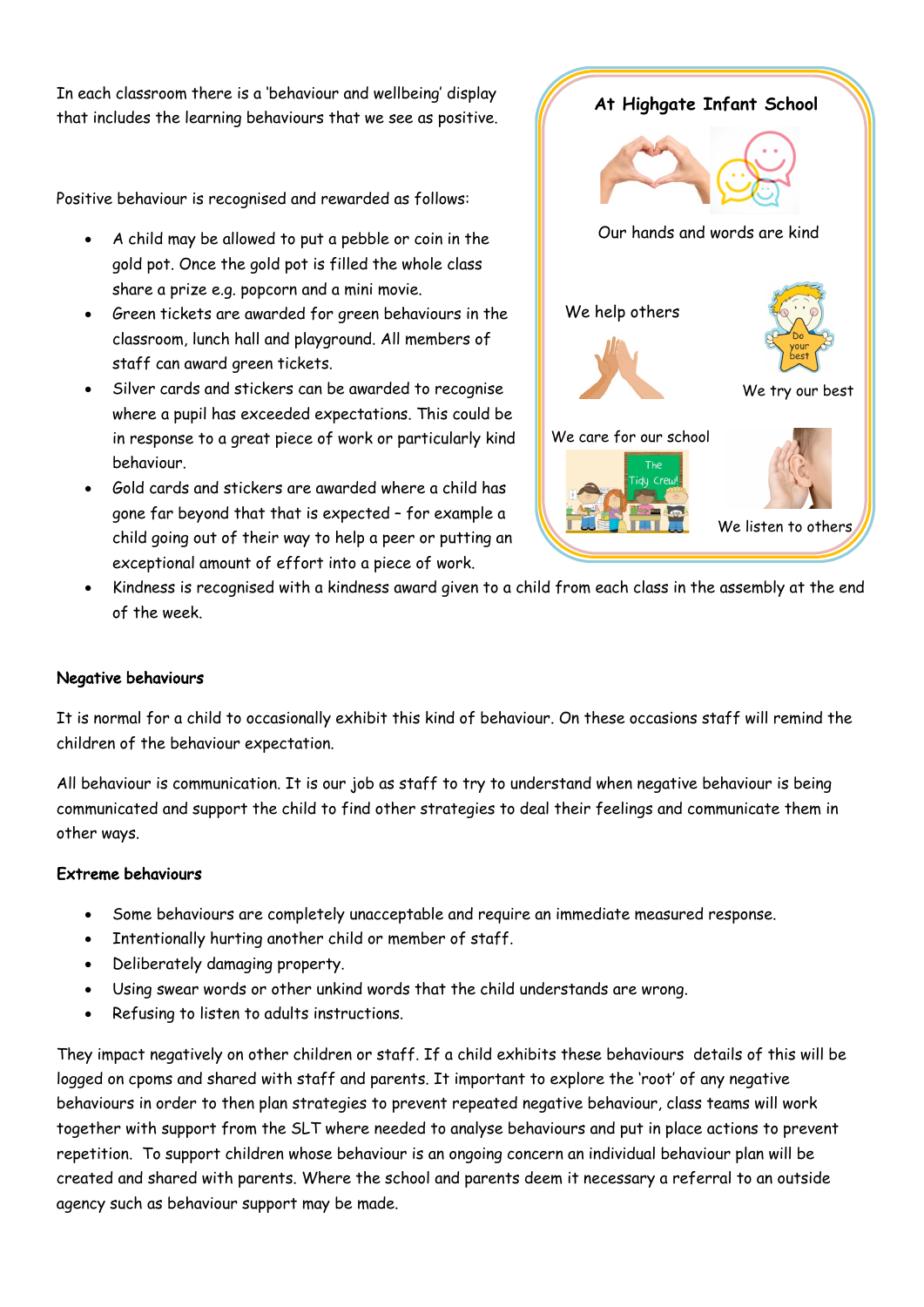In each classroom there is a 'behaviour and wellbeing' display that includes the learning behaviours that we see as positive.

**At Highgate Infant School**

Our hands and words are kind

We help others

We try our best

We care for our school

We listen to others

Positive behaviour is recognised and rewarded as follows:

- A child may be allowed to put a pebble or coin in the gold pot. Once the gold pot is filled the whole class share a prize e.g. popcorn and a mini movie.
- Green tickets are awarded for green behaviours in the classroom, lunch hall and playground. All members of staff can award green tickets.
- Silver cards and stickers can be awarded to recognise where a pupil has exceeded expectations. This could be in response to a great piece of work or particularly kind behaviour.
- Gold cards and stickers are awarded where a child has gone far beyond that that is expected – for example a child going out of their way to help a peer or putting an exceptional amount of effort into a piece of work.
- Kindness is recognised with a kindness award given to a child from each class in the assembly at the end of the week.

**Negative behaviours**

It is normal for a child to occasionally exhibit this kind of behaviour. On these occasions staff will remind the children of the behaviour expectation.

All behaviour is communication. It is our job as staff to try to understand when negative behaviour is being communicated and support the child to find other strategies to deal their feelings and communicate them in other ways.

**Extreme behaviours**

- Some behaviours are completely unacceptable and require an immediate measured response.
- Intentionally hurting another child or member of staff.
- Deliberately damaging property.
- Using swear words or other unkind words that the child understands are wrong.
- Refusing to listen to adults instructions.

They impact negatively on other children or staff. If a child exhibits these behaviours details of this will be logged on cpoms and shared with staff and parents. It important to explore the 'root' of any negative behaviours in order to then plan strategies to prevent repeated negative behaviour, class teams will work together with support from the SLT where needed to analyse behaviours and put in place actions to prevent repetition. To support children whose behaviour is an ongoing concern an individual behaviour plan will be created and shared with parents. Where the school and parents deem it necessary a referral to an outside agency such as behaviour support may be made.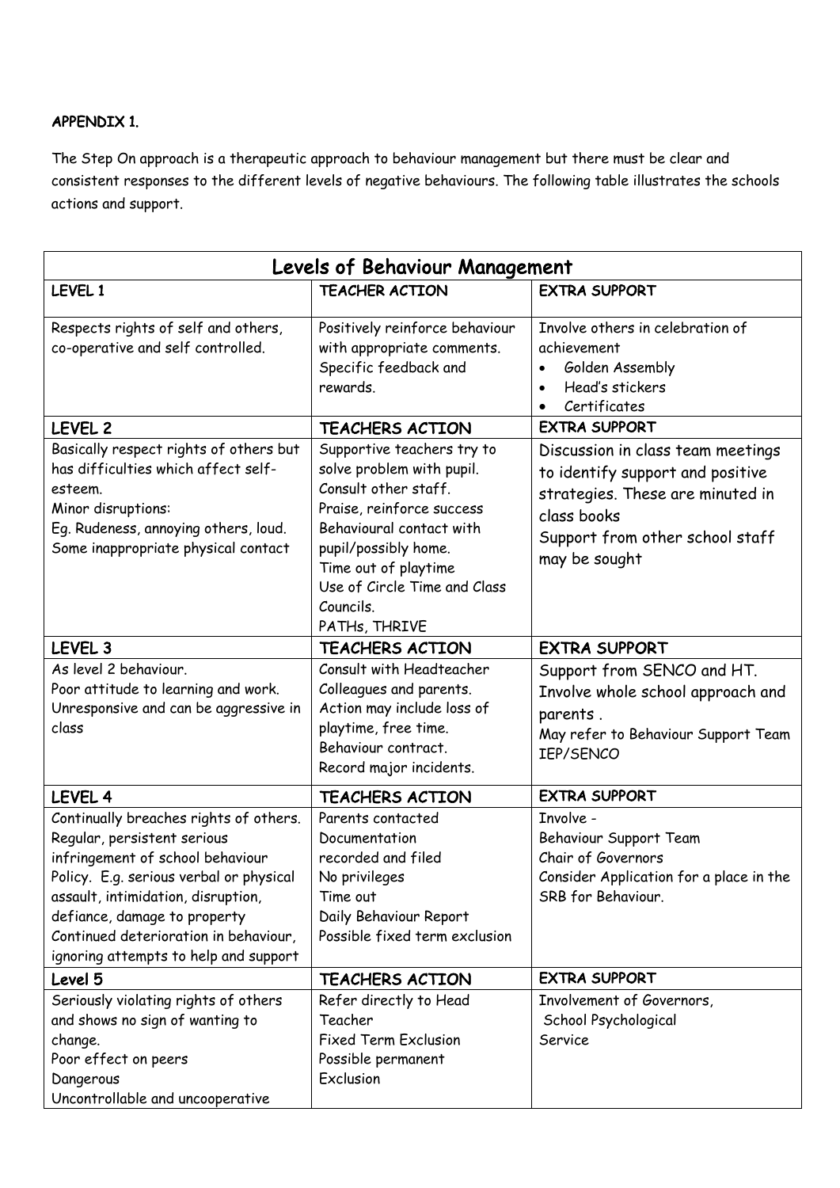**APPENDIX 1.**

The Step On approach is a therapeutic approach to behaviour management but there must be clear and consistent responses to the different levels of negative behaviours. The following table illustrates the schools actions and support.

| Levels of Behaviour Management | | |
|---|---|---|
| **LEVEL 1** | **TEACHER ACTION** | **EXTRA SUPPORT** |
| Respects rights of self and others, co-operative and self controlled. | Positively reinforce behaviour with appropriate comments. Specific feedback and rewards. | Involve others in celebration of achievement<br>• Golden Assembly<br>• Head's stickers<br>• Certificates |
| **LEVEL 2** | **TEACHERS ACTION** | **EXTRA SUPPORT** |
| Basically respect rights of others but has difficulties which affect self-esteem.<br>Minor disruptions:<br>Eg. Rudeness, annoying others, loud.<br>Some inappropriate physical contact | Supportive teachers try to solve problem with pupil.<br>Consult other staff.<br>Praise, reinforce success<br>Behavioural contact with pupil/possibly home.<br>Time out of playtime<br>Use of Circle Time and Class Councils.<br>PATHs, THRIVE | Discussion in class team meetings to identify support and positive strategies. These are minuted in class books<br>Support from other school staff may be sought |
| **LEVEL 3** | **TEACHERS ACTION** | **EXTRA SUPPORT** |
| As level 2 behaviour.<br>Poor attitude to learning and work.<br>Unresponsive and can be aggressive in class | Consult with Headteacher Colleagues and parents.<br>Action may include loss of playtime, free time.<br>Behaviour contract.<br>Record major incidents. | Support from SENCO and HT.<br>Involve whole school approach and parents .<br>May refer to Behaviour Support Team IEP/SENCO |
| **LEVEL 4** | **TEACHERS ACTION** | **EXTRA SUPPORT** |
| Continually breaches rights of others.<br>Regular, persistent serious infringement of school behaviour Policy. E.g. serious verbal or physical assault, intimidation, disruption, defiance, damage to property<br>Continued deterioration in behaviour, ignoring attempts to help and support | Parents contacted<br>Documentation recorded and filed<br>No privileges<br>Time out<br>Daily Behaviour Report<br>Possible fixed term exclusion | Involve -<br>Behaviour Support Team<br>Chair of Governors<br>Consider Application for a place in the SRB for Behaviour. |
| **Level 5** | **TEACHERS ACTION** | **EXTRA SUPPORT** |
| Seriously violating rights of others and shows no sign of wanting to change.<br>Poor effect on peers<br>Dangerous<br>Uncontrollable and uncooperative | Refer directly to Head Teacher<br>Fixed Term Exclusion<br>Possible permanent Exclusion | Involvement of Governors,<br>School Psychological Service |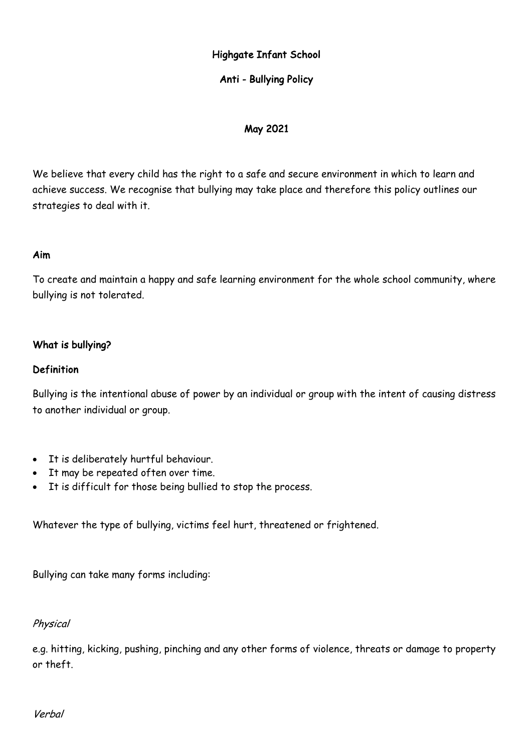**Highgate Infant School**

**Anti - Bullying Policy**

**May 2021**

We believe that every child has the right to a safe and secure environment in which to learn and achieve success. We recognise that bullying may take place and therefore this policy outlines our strategies to deal with it.

**Aim**

To create and maintain a happy and safe learning environment for the whole school community, where bullying is not tolerated.

**What is bullying?**

**Definition**

Bullying is the intentional abuse of power by an individual or group with the intent of causing distress to another individual or group.

- It is deliberately hurtful behaviour.
- It may be repeated often over time.
- It is difficult for those being bullied to stop the process.

Whatever the type of bullying, victims feel hurt, threatened or frightened.

Bullying can take many forms including:

*Physical*

e.g. hitting, kicking, pushing, pinching and any other forms of violence, threats or damage to property or theft.

*Verbal*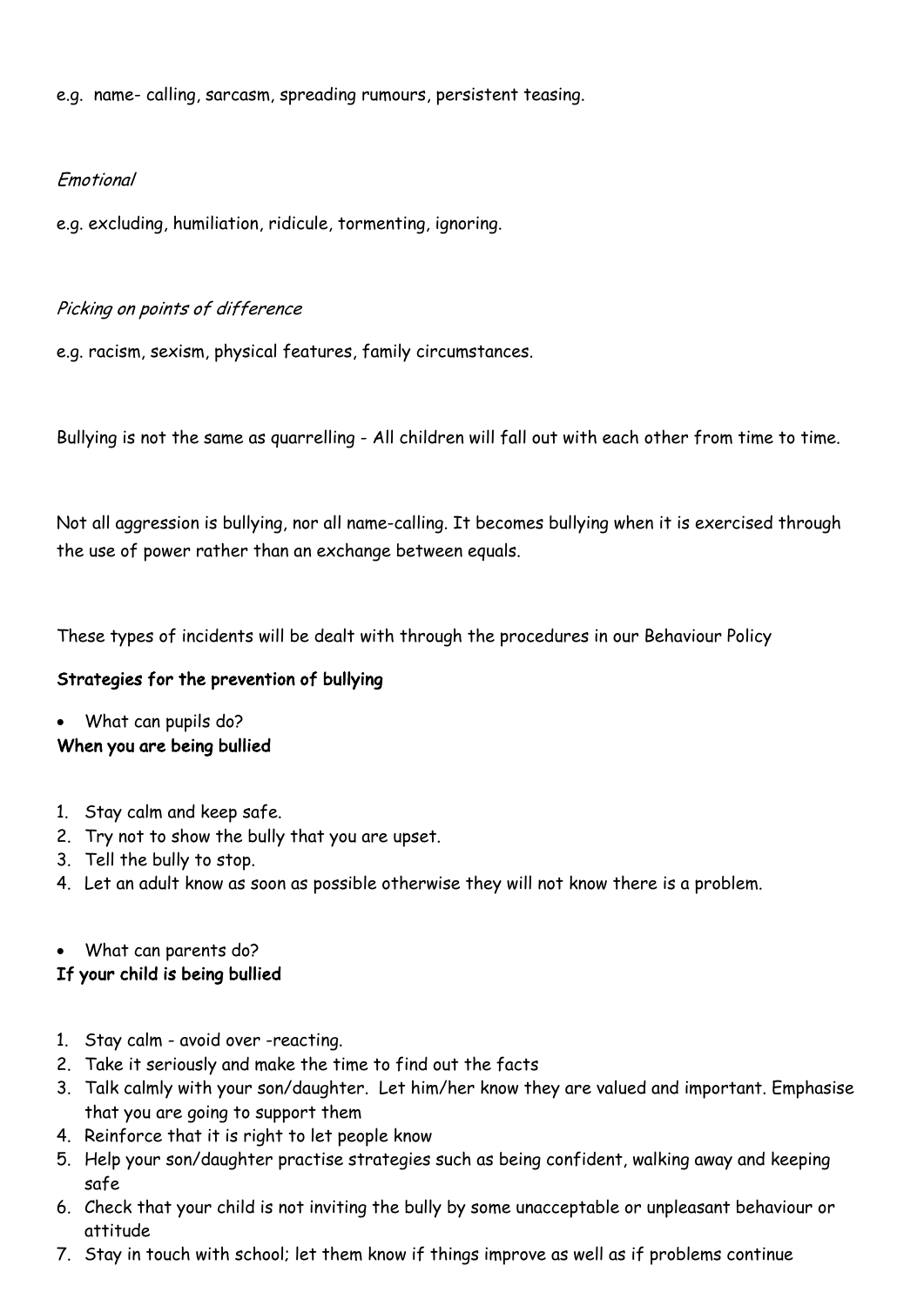e.g. name- calling, sarcasm, spreading rumours, persistent teasing.

*Emotional*

e.g. excluding, humiliation, ridicule, tormenting, ignoring.

*Picking on points of difference*

e.g. racism, sexism, physical features, family circumstances.

Bullying is not the same as quarrelling - All children will fall out with each other from time to time.

Not all aggression is bullying, nor all name-calling. It becomes bullying when it is exercised through the use of power rather than an exchange between equals.

These types of incidents will be dealt with through the procedures in our Behaviour Policy

**Strategies for the prevention of bullying**

- What can pupils do?

**When you are being bullied**

1. Stay calm and keep safe.
2. Try not to show the bully that you are upset.
3. Tell the bully to stop.
4. Let an adult know as soon as possible otherwise they will not know there is a problem.

- What can parents do?

**If your child is being bullied**

1. Stay calm - avoid over -reacting.
2. Take it seriously and make the time to find out the facts
3. Talk calmly with your son/daughter. Let him/her know they are valued and important. Emphasise that you are going to support them
4. Reinforce that it is right to let people know
5. Help your son/daughter practise strategies such as being confident, walking away and keeping safe
6. Check that your child is not inviting the bully by some unacceptable or unpleasant behaviour or attitude
7. Stay in touch with school; let them know if things improve as well as if problems continue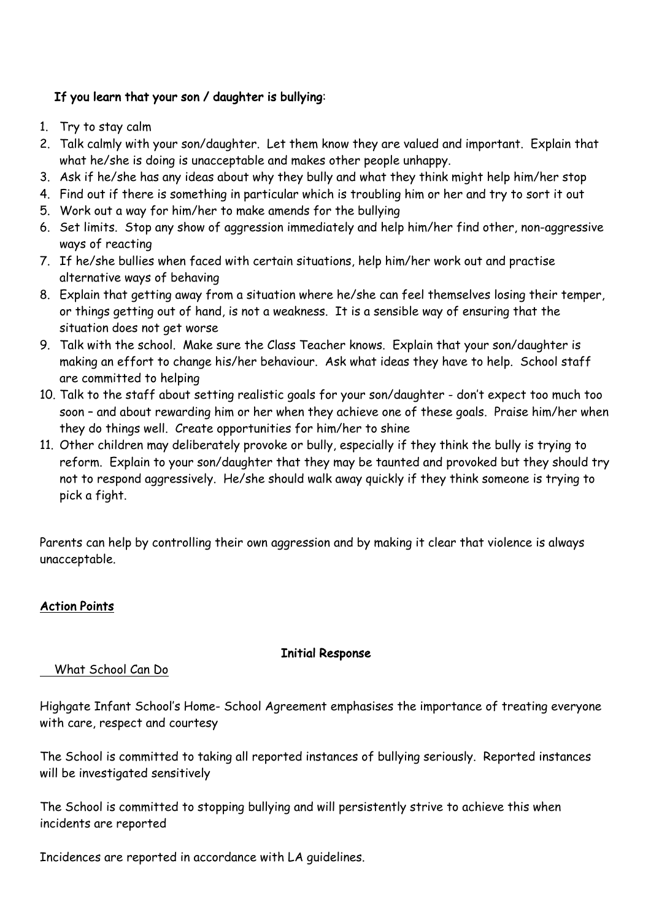**If you learn that your son / daughter is bullying**:

1. Try to stay calm
2. Talk calmly with your son/daughter. Let them know they are valued and important. Explain that what he/she is doing is unacceptable and makes other people unhappy.
3. Ask if he/she has any ideas about why they bully and what they think might help him/her stop
4. Find out if there is something in particular which is troubling him or her and try to sort it out
5. Work out a way for him/her to make amends for the bullying
6. Set limits. Stop any show of aggression immediately and help him/her find other, non-aggressive ways of reacting
7. If he/she bullies when faced with certain situations, help him/her work out and practise alternative ways of behaving
8. Explain that getting away from a situation where he/she can feel themselves losing their temper, or things getting out of hand, is not a weakness. It is a sensible way of ensuring that the situation does not get worse
9. Talk with the school. Make sure the Class Teacher knows. Explain that your son/daughter is making an effort to change his/her behaviour. Ask what ideas they have to help. School staff are committed to helping
10. Talk to the staff about setting realistic goals for your son/daughter - don't expect too much too soon – and about rewarding him or her when they achieve one of these goals. Praise him/her when they do things well. Create opportunities for him/her to shine
11. Other children may deliberately provoke or bully, especially if they think the bully is trying to reform. Explain to your son/daughter that they may be taunted and provoked but they should try not to respond aggressively. He/she should walk away quickly if they think someone is trying to pick a fight.

Parents can help by controlling their own aggression and by making it clear that violence is always unacceptable.

## Action Points

**Initial Response**

What School Can Do

Highgate Infant School's Home- School Agreement emphasises the importance of treating everyone with care, respect and courtesy

The School is committed to taking all reported instances of bullying seriously. Reported instances will be investigated sensitively

The School is committed to stopping bullying and will persistently strive to achieve this when incidents are reported

Incidences are reported in accordance with LA guidelines.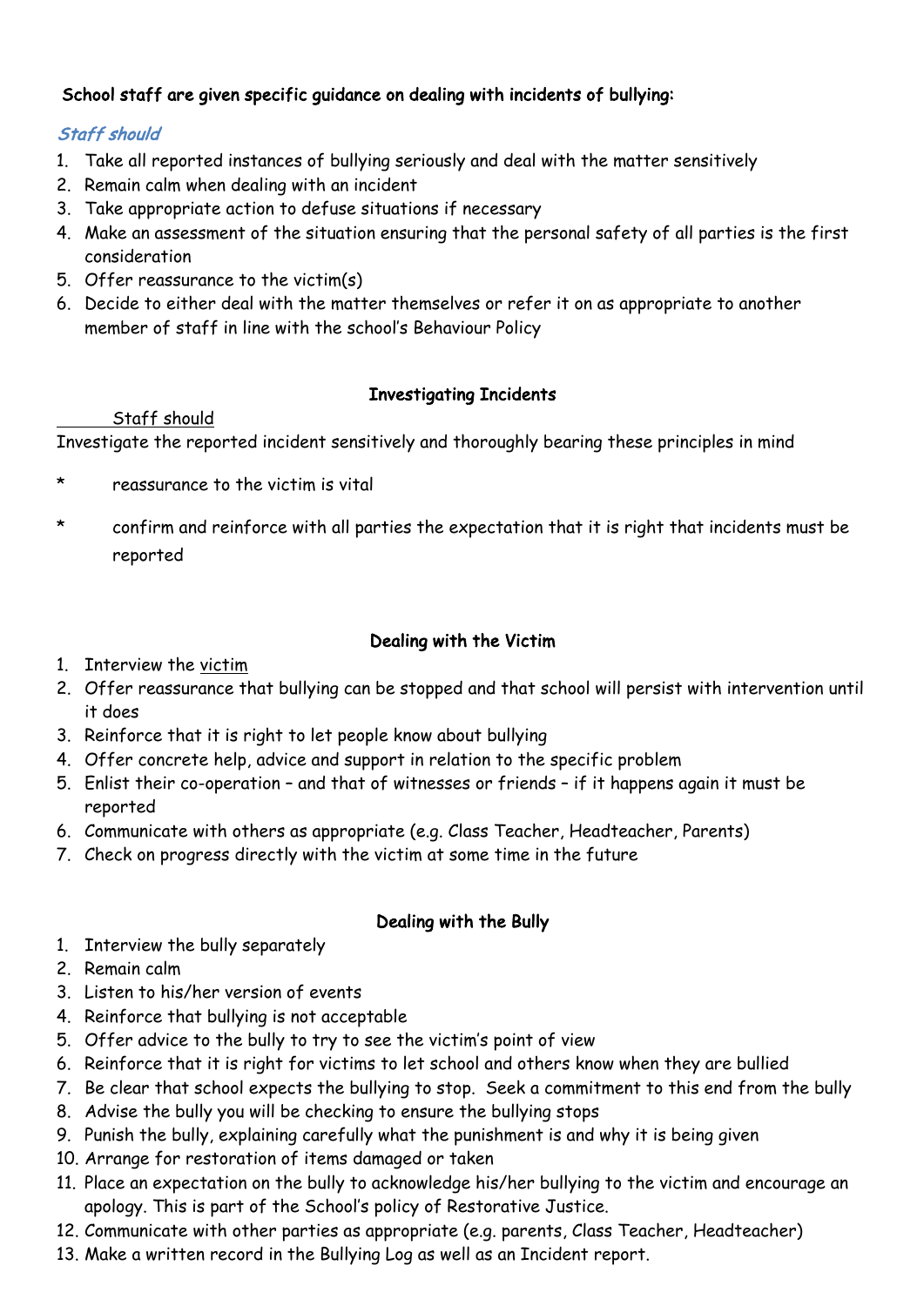**School staff are given specific guidance on dealing with incidents of bullying:**

***Staff should***

1. Take all reported instances of bullying seriously and deal with the matter sensitively
2. Remain calm when dealing with an incident
3. Take appropriate action to defuse situations if necessary
4. Make an assessment of the situation ensuring that the personal safety of all parties is the first consideration
5. Offer reassurance to the victim(s)
6. Decide to either deal with the matter themselves or refer it on as appropriate to another member of staff in line with the school's Behaviour Policy

## Investigating Incidents

Staff should

Investigate the reported incident sensitively and thoroughly bearing these principles in mind

* reassurance to the victim is vital
* confirm and reinforce with all parties the expectation that it is right that incidents must be reported

## Dealing with the Victim

1. Interview the victim
2. Offer reassurance that bullying can be stopped and that school will persist with intervention until it does
3. Reinforce that it is right to let people know about bullying
4. Offer concrete help, advice and support in relation to the specific problem
5. Enlist their co-operation – and that of witnesses or friends – if it happens again it must be reported
6. Communicate with others as appropriate (e.g. Class Teacher, Headteacher, Parents)
7. Check on progress directly with the victim at some time in the future

## Dealing with the Bully

1. Interview the bully separately
2. Remain calm
3. Listen to his/her version of events
4. Reinforce that bullying is not acceptable
5. Offer advice to the bully to try to see the victim's point of view
6. Reinforce that it is right for victims to let school and others know when they are bullied
7. Be clear that school expects the bullying to stop. Seek a commitment to this end from the bully
8. Advise the bully you will be checking to ensure the bullying stops
9. Punish the bully, explaining carefully what the punishment is and why it is being given
10. Arrange for restoration of items damaged or taken
11. Place an expectation on the bully to acknowledge his/her bullying to the victim and encourage an apology. This is part of the School's policy of Restorative Justice.
12. Communicate with other parties as appropriate (e.g. parents, Class Teacher, Headteacher)
13. Make a written record in the Bullying Log as well as an Incident report.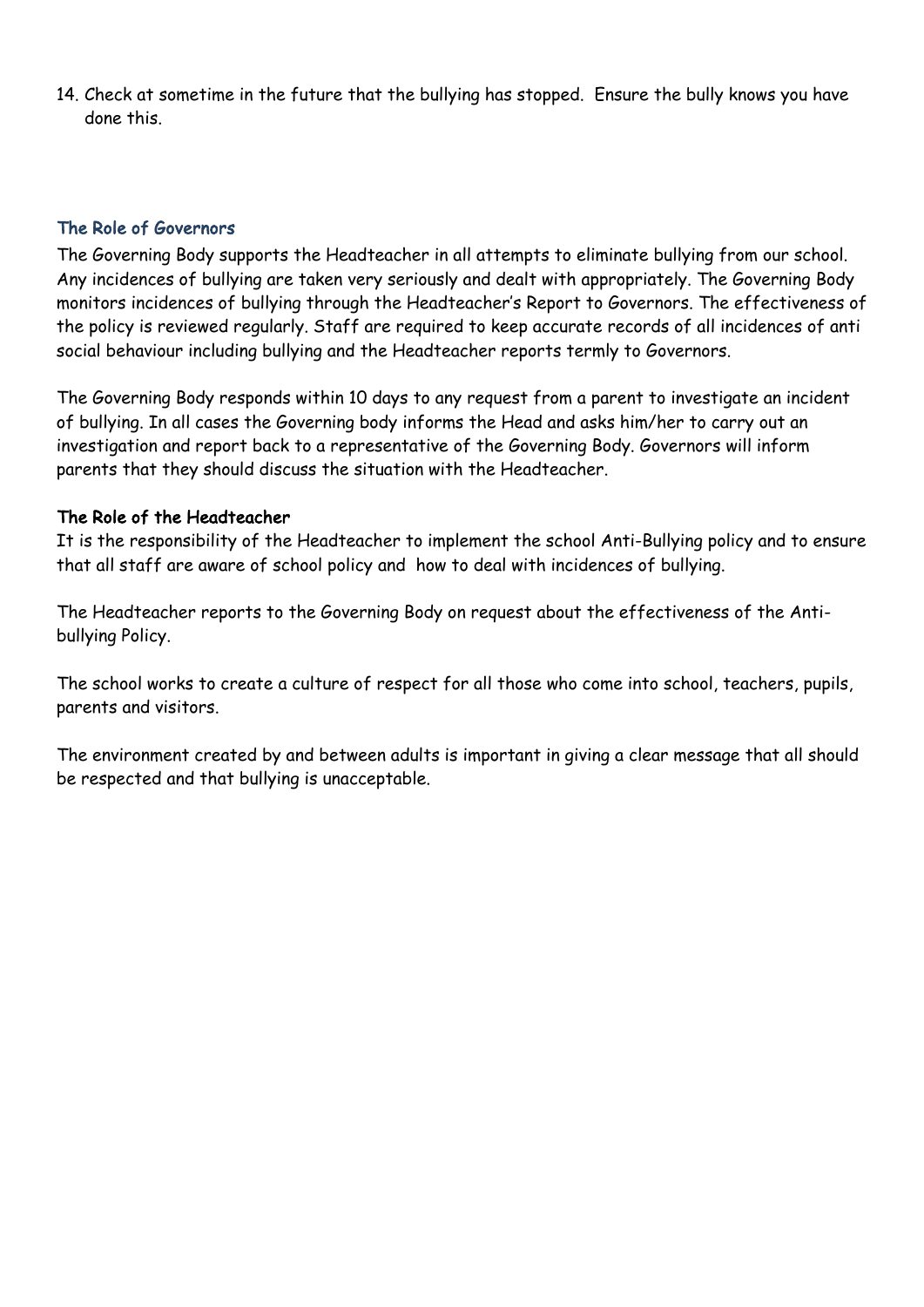14. Check at sometime in the future that the bullying has stopped. Ensure the bully knows you have done this.

### The Role of Governors

The Governing Body supports the Headteacher in all attempts to eliminate bullying from our school. Any incidences of bullying are taken very seriously and dealt with appropriately. The Governing Body monitors incidences of bullying through the Headteacher's Report to Governors. The effectiveness of the policy is reviewed regularly. Staff are required to keep accurate records of all incidences of anti social behaviour including bullying and the Headteacher reports termly to Governors.

The Governing Body responds within 10 days to any request from a parent to investigate an incident of bullying. In all cases the Governing body informs the Head and asks him/her to carry out an investigation and report back to a representative of the Governing Body. Governors will inform parents that they should discuss the situation with the Headteacher.

### The Role of the Headteacher

It is the responsibility of the Headteacher to implement the school Anti-Bullying policy and to ensure that all staff are aware of school policy and how to deal with incidences of bullying.

The Headteacher reports to the Governing Body on request about the effectiveness of the Anti-bullying Policy.

The school works to create a culture of respect for all those who come into school, teachers, pupils, parents and visitors.

The environment created by and between adults is important in giving a clear message that all should be respected and that bullying is unacceptable.